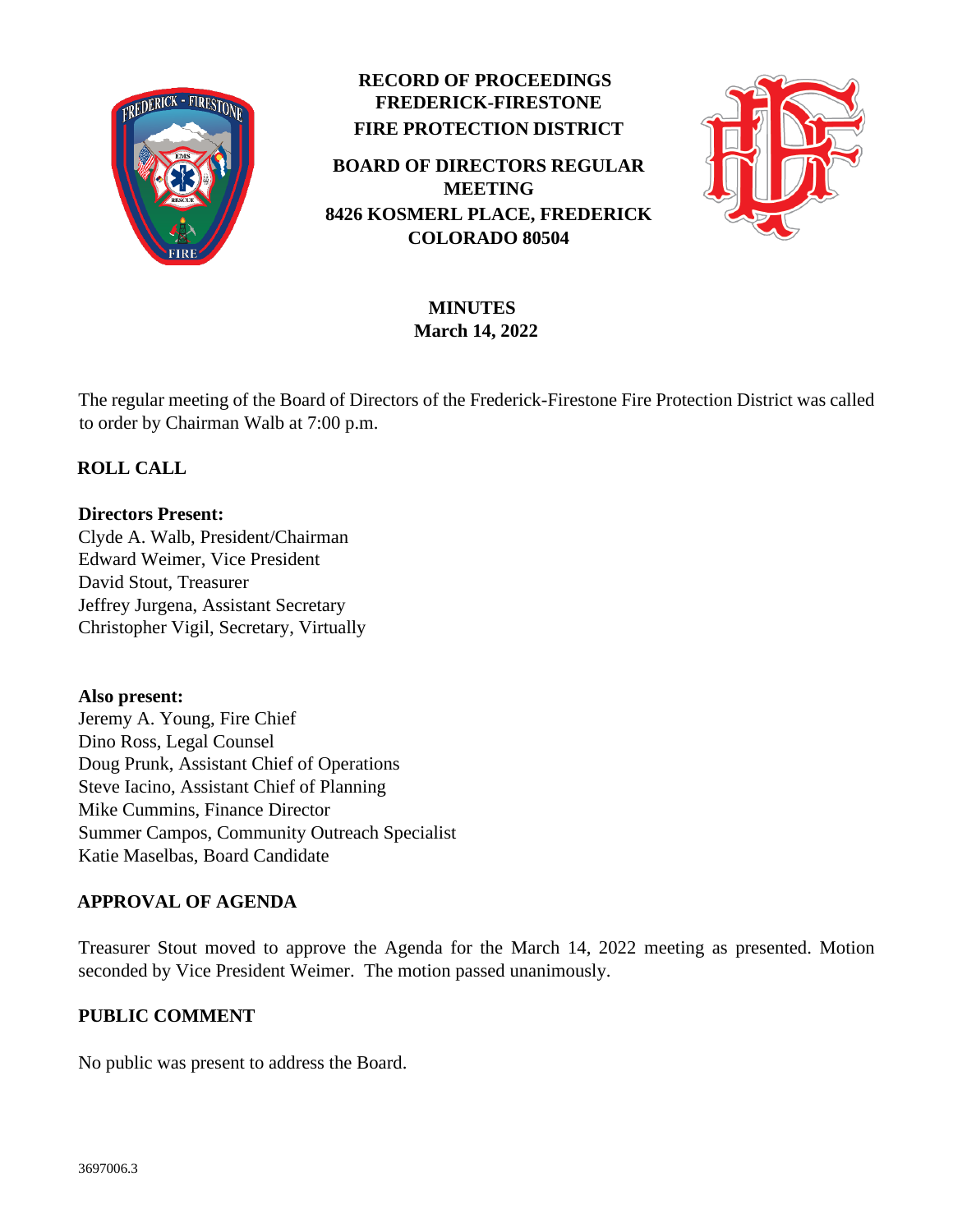# RECORD OF PROCEEDINGS
# FREDERICK-FIRESTONE FIRE PROTECTION DISTRICT

## BOARD OF DIRECTORS REGULAR MEETING
## 8426 KOSMERL PLACE, FREDERICK COLORADO 80504

### MINUTES
### March 14, 2022

The regular meeting of the Board of Directors of the Frederick-Firestone Fire Protection District was called to order by Chairman Walb at 7:00 p.m.

## ROLL CALL

**Directors Present:**
Clyde A. Walb, President/Chairman
Edward Weimer, Vice President
David Stout, Treasurer
Jeffrey Jurgena, Assistant Secretary
Christopher Vigil, Secretary, Virtually

**Also present:**
Jeremy A. Young, Fire Chief
Dino Ross, Legal Counsel
Doug Prunk, Assistant Chief of Operations
Steve Iacino, Assistant Chief of Planning
Mike Cummins, Finance Director
Summer Campos, Community Outreach Specialist
Katie Maselbas, Board Candidate

## APPROVAL OF AGENDA

Treasurer Stout moved to approve the Agenda for the March 14, 2022 meeting as presented. Motion seconded by Vice President Weimer. The motion passed unanimously.

## PUBLIC COMMENT

No public was present to address the Board.

3697006.3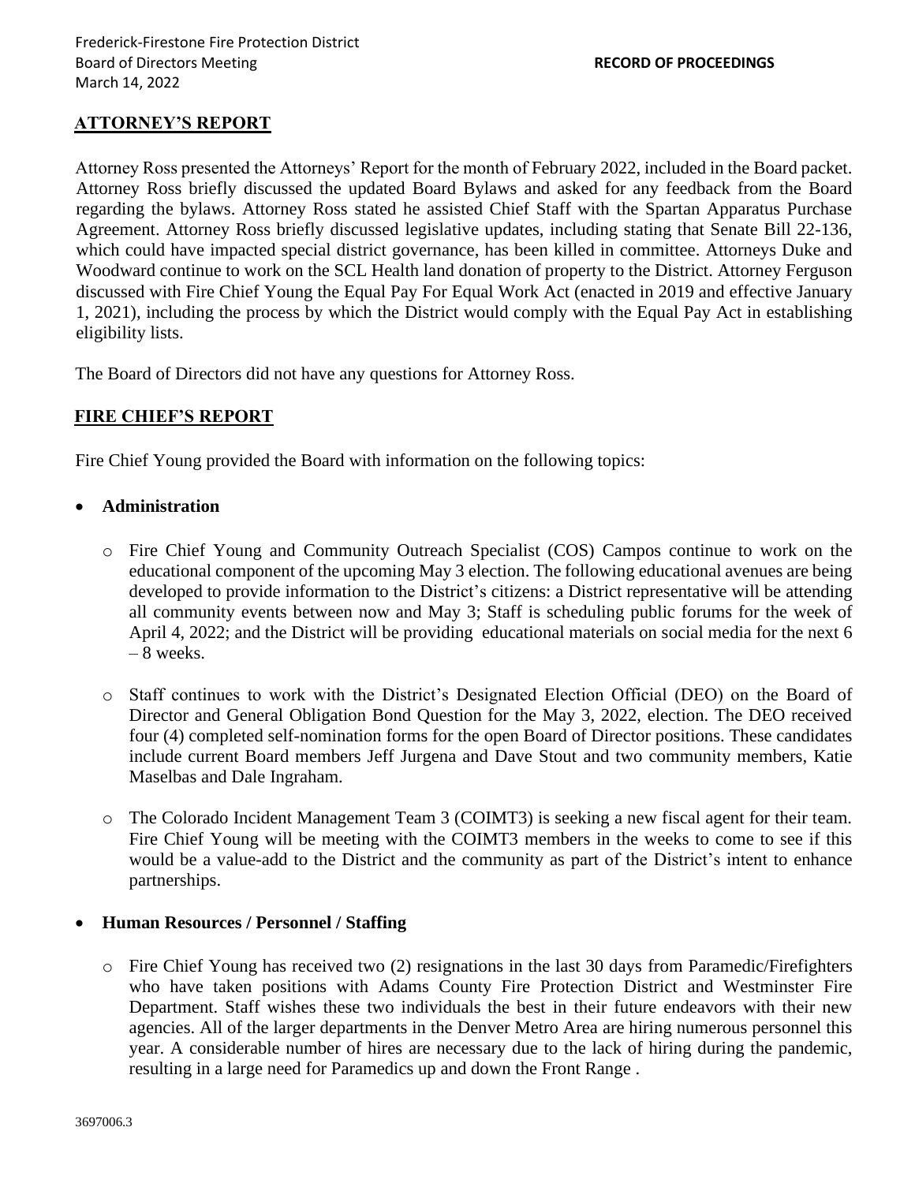## ATTORNEY'S REPORT

Attorney Ross presented the Attorneys' Report for the month of February 2022, included in the Board packet. Attorney Ross briefly discussed the updated Board Bylaws and asked for any feedback from the Board regarding the bylaws. Attorney Ross stated he assisted Chief Staff with the Spartan Apparatus Purchase Agreement. Attorney Ross briefly discussed legislative updates, including stating that Senate Bill 22-136, which could have impacted special district governance, has been killed in committee. Attorneys Duke and Woodward continue to work on the SCL Health land donation of property to the District. Attorney Ferguson discussed with Fire Chief Young the Equal Pay For Equal Work Act (enacted in 2019 and effective January 1, 2021), including the process by which the District would comply with the Equal Pay Act in establishing eligibility lists.

The Board of Directors did not have any questions for Attorney Ross.

## FIRE CHIEF'S REPORT

Fire Chief Young provided the Board with information on the following topics:

- **Administration**
  - Fire Chief Young and Community Outreach Specialist (COS) Campos continue to work on the educational component of the upcoming May 3 election. The following educational avenues are being developed to provide information to the District's citizens: a District representative will be attending all community events between now and May 3; Staff is scheduling public forums for the week of April 4, 2022; and the District will be providing educational materials on social media for the next 6 – 8 weeks.
  - Staff continues to work with the District's Designated Election Official (DEO) on the Board of Director and General Obligation Bond Question for the May 3, 2022, election. The DEO received four (4) completed self-nomination forms for the open Board of Director positions. These candidates include current Board members Jeff Jurgena and Dave Stout and two community members, Katie Maselbas and Dale Ingraham.
  - The Colorado Incident Management Team 3 (COIMT3) is seeking a new fiscal agent for their team. Fire Chief Young will be meeting with the COIMT3 members in the weeks to come to see if this would be a value-add to the District and the community as part of the District's intent to enhance partnerships.
- **Human Resources / Personnel / Staffing**
  - Fire Chief Young has received two (2) resignations in the last 30 days from Paramedic/Firefighters who have taken positions with Adams County Fire Protection District and Westminster Fire Department. Staff wishes these two individuals the best in their future endeavors with their new agencies. All of the larger departments in the Denver Metro Area are hiring numerous personnel this year. A considerable number of hires are necessary due to the lack of hiring during the pandemic, resulting in a large need for Paramedics up and down the Front Range .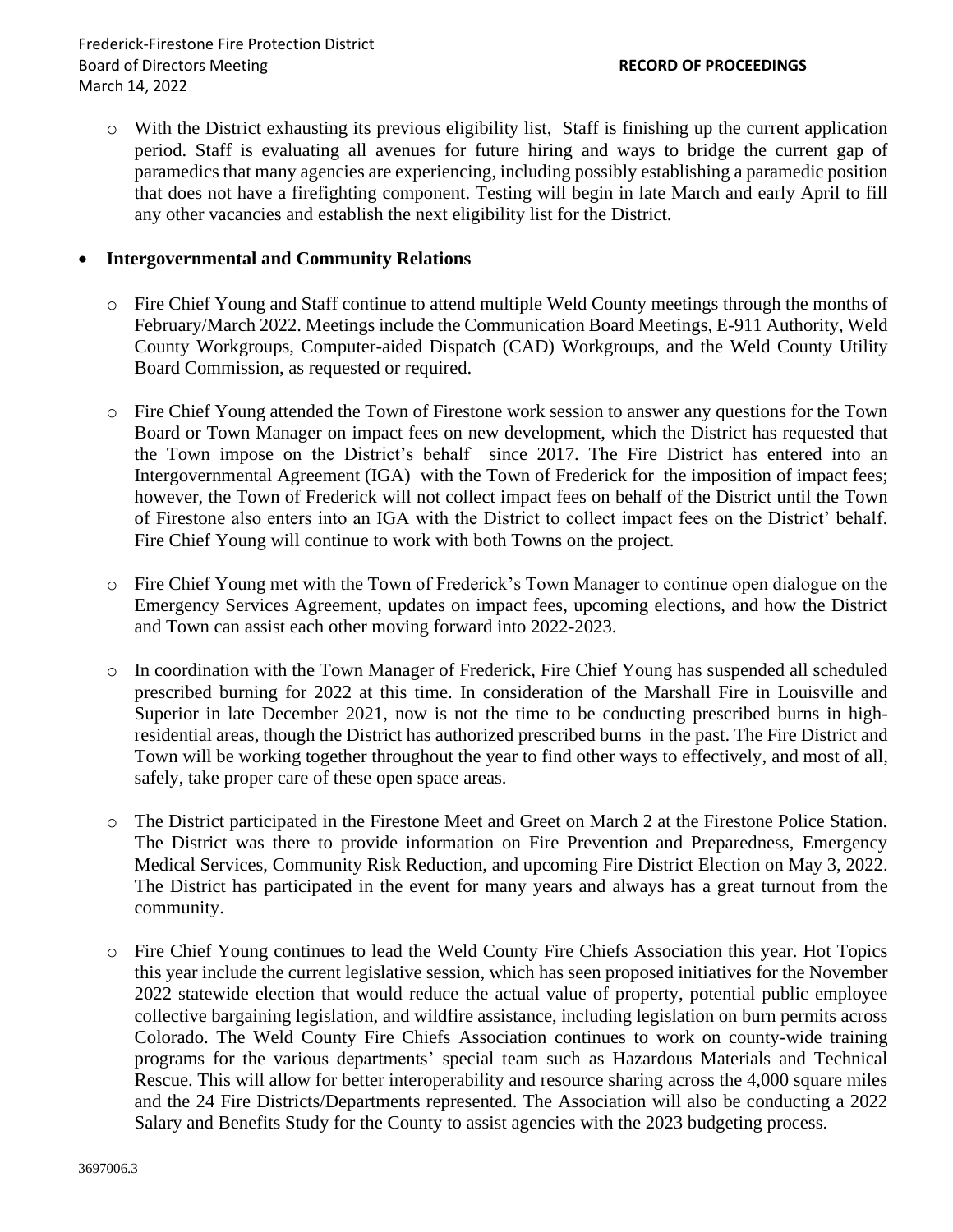- With the District exhausting its previous eligibility list, Staff is finishing up the current application period. Staff is evaluating all avenues for future hiring and ways to bridge the current gap of paramedics that many agencies are experiencing, including possibly establishing a paramedic position that does not have a firefighting component. Testing will begin in late March and early April to fill any other vacancies and establish the next eligibility list for the District.

- **Intergovernmental and Community Relations**

  - Fire Chief Young and Staff continue to attend multiple Weld County meetings through the months of February/March 2022. Meetings include the Communication Board Meetings, E-911 Authority, Weld County Workgroups, Computer-aided Dispatch (CAD) Workgroups, and the Weld County Utility Board Commission, as requested or required.

  - Fire Chief Young attended the Town of Firestone work session to answer any questions for the Town Board or Town Manager on impact fees on new development, which the District has requested that the Town impose on the District's behalf since 2017. The Fire District has entered into an Intergovernmental Agreement (IGA) with the Town of Frederick for the imposition of impact fees; however, the Town of Frederick will not collect impact fees on behalf of the District until the Town of Firestone also enters into an IGA with the District to collect impact fees on the District' behalf. Fire Chief Young will continue to work with both Towns on the project.

  - Fire Chief Young met with the Town of Frederick's Town Manager to continue open dialogue on the Emergency Services Agreement, updates on impact fees, upcoming elections, and how the District and Town can assist each other moving forward into 2022-2023.

  - In coordination with the Town Manager of Frederick, Fire Chief Young has suspended all scheduled prescribed burning for 2022 at this time. In consideration of the Marshall Fire in Louisville and Superior in late December 2021, now is not the time to be conducting prescribed burns in high-residential areas, though the District has authorized prescribed burns in the past. The Fire District and Town will be working together throughout the year to find other ways to effectively, and most of all, safely, take proper care of these open space areas.

  - The District participated in the Firestone Meet and Greet on March 2 at the Firestone Police Station. The District was there to provide information on Fire Prevention and Preparedness, Emergency Medical Services, Community Risk Reduction, and upcoming Fire District Election on May 3, 2022. The District has participated in the event for many years and always has a great turnout from the community.

  - Fire Chief Young continues to lead the Weld County Fire Chiefs Association this year. Hot Topics this year include the current legislative session, which has seen proposed initiatives for the November 2022 statewide election that would reduce the actual value of property, potential public employee collective bargaining legislation, and wildfire assistance, including legislation on burn permits across Colorado. The Weld County Fire Chiefs Association continues to work on county-wide training programs for the various departments' special team such as Hazardous Materials and Technical Rescue. This will allow for better interoperability and resource sharing across the 4,000 square miles and the 24 Fire Districts/Departments represented. The Association will also be conducting a 2022 Salary and Benefits Study for the County to assist agencies with the 2023 budgeting process.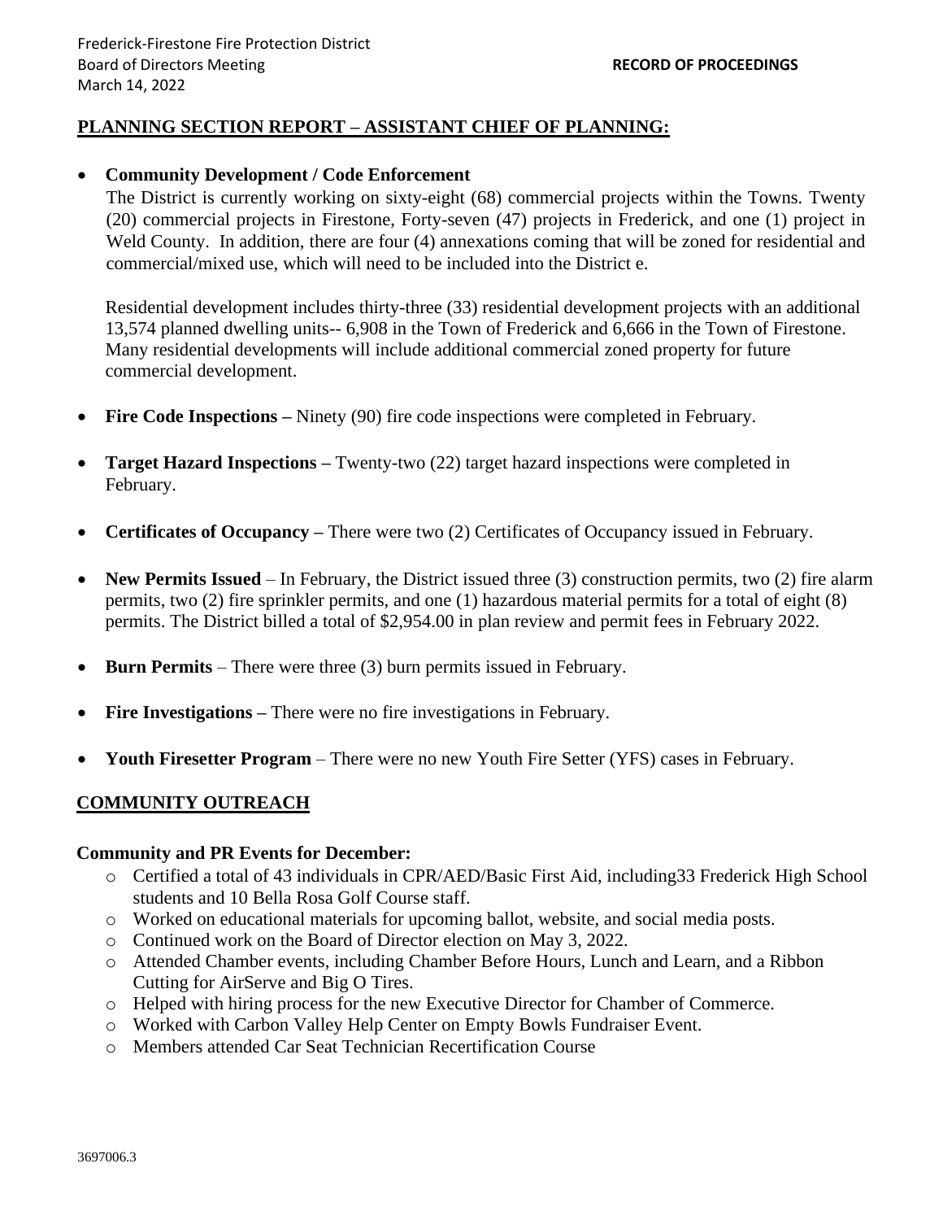## PLANNING SECTION REPORT – ASSISTANT CHIEF OF PLANNING:

- **Community Development / Code Enforcement**
  The District is currently working on sixty-eight (68) commercial projects within the Towns. Twenty (20) commercial projects in Firestone, Forty-seven (47) projects in Frederick, and one (1) project in Weld County. In addition, there are four (4) annexations coming that will be zoned for residential and commercial/mixed use, which will need to be included into the District e.

  Residential development includes thirty-three (33) residential development projects with an additional 13,574 planned dwelling units-- 6,908 in the Town of Frederick and 6,666 in the Town of Firestone. Many residential developments will include additional commercial zoned property for future commercial development.

- **Fire Code Inspections –** Ninety (90) fire code inspections were completed in February.

- **Target Hazard Inspections –** Twenty-two (22) target hazard inspections were completed in February.

- **Certificates of Occupancy –** There were two (2) Certificates of Occupancy issued in February.

- **New Permits Issued** – In February, the District issued three (3) construction permits, two (2) fire alarm permits, two (2) fire sprinkler permits, and one (1) hazardous material permits for a total of eight (8) permits. The District billed a total of $2,954.00 in plan review and permit fees in February 2022.

- **Burn Permits** – There were three (3) burn permits issued in February.

- **Fire Investigations –** There were no fire investigations in February.

- **Youth Firesetter Program** – There were no new Youth Fire Setter (YFS) cases in February.

## COMMUNITY OUTREACH

**Community and PR Events for December:**

- Certified a total of 43 individuals in CPR/AED/Basic First Aid, including33 Frederick High School students and 10 Bella Rosa Golf Course staff.
- Worked on educational materials for upcoming ballot, website, and social media posts.
- Continued work on the Board of Director election on May 3, 2022.
- Attended Chamber events, including Chamber Before Hours, Lunch and Learn, and a Ribbon Cutting for AirServe and Big O Tires.
- Helped with hiring process for the new Executive Director for Chamber of Commerce.
- Worked with Carbon Valley Help Center on Empty Bowls Fundraiser Event.
- Members attended Car Seat Technician Recertification Course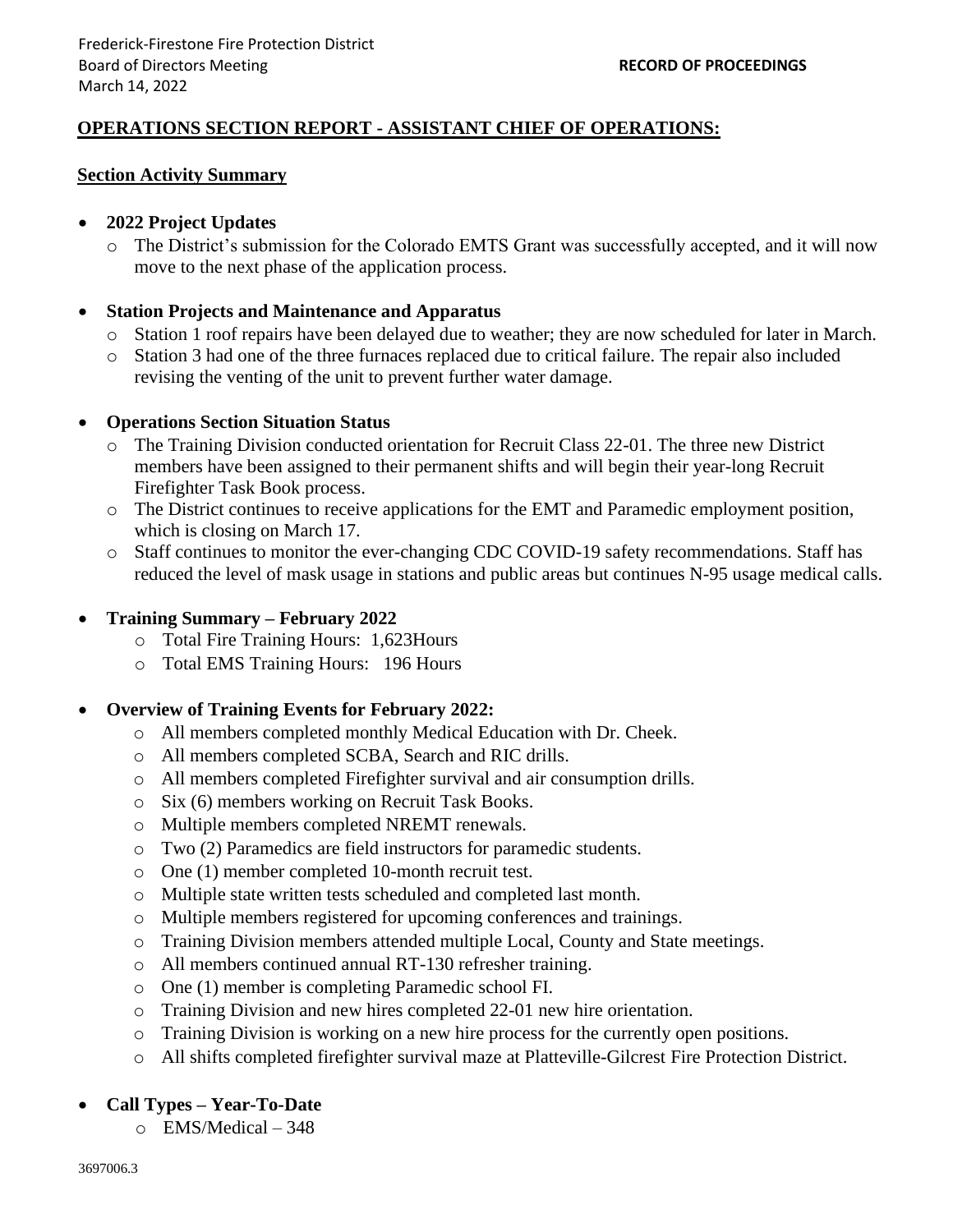## OPERATIONS SECTION REPORT - ASSISTANT CHIEF OF OPERATIONS:

### Section Activity Summary

- **2022 Project Updates**
  - The District's submission for the Colorado EMTS Grant was successfully accepted, and it will now move to the next phase of the application process.

- **Station Projects and Maintenance and Apparatus**
  - Station 1 roof repairs have been delayed due to weather; they are now scheduled for later in March.
  - Station 3 had one of the three furnaces replaced due to critical failure. The repair also included revising the venting of the unit to prevent further water damage.

- **Operations Section Situation Status**
  - The Training Division conducted orientation for Recruit Class 22-01. The three new District members have been assigned to their permanent shifts and will begin their year-long Recruit Firefighter Task Book process.
  - The District continues to receive applications for the EMT and Paramedic employment position, which is closing on March 17.
  - Staff continues to monitor the ever-changing CDC COVID-19 safety recommendations. Staff has reduced the level of mask usage in stations and public areas but continues N-95 usage medical calls.

- **Training Summary – February 2022**
  - Total Fire Training Hours: 1,623Hours
  - Total EMS Training Hours: 196 Hours

- **Overview of Training Events for February 2022:**
  - All members completed monthly Medical Education with Dr. Cheek.
  - All members completed SCBA, Search and RIC drills.
  - All members completed Firefighter survival and air consumption drills.
  - Six (6) members working on Recruit Task Books.
  - Multiple members completed NREMT renewals.
  - Two (2) Paramedics are field instructors for paramedic students.
  - One (1) member completed 10-month recruit test.
  - Multiple state written tests scheduled and completed last month.
  - Multiple members registered for upcoming conferences and trainings.
  - Training Division members attended multiple Local, County and State meetings.
  - All members continued annual RT-130 refresher training.
  - One (1) member is completing Paramedic school FI.
  - Training Division and new hires completed 22-01 new hire orientation.
  - Training Division is working on a new hire process for the currently open positions.
  - All shifts completed firefighter survival maze at Platteville-Gilcrest Fire Protection District.

- **Call Types – Year-To-Date**
  - EMS/Medical – 348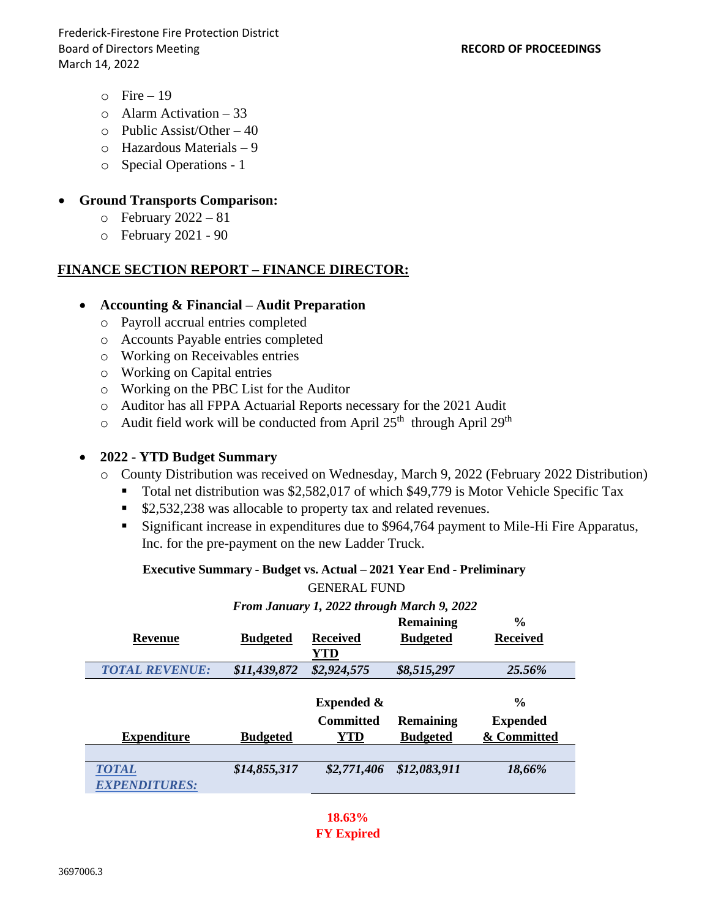- Fire – 19
- Alarm Activation – 33
- Public Assist/Other – 40
- Hazardous Materials – 9
- Special Operations - 1

- **Ground Transports Comparison:**
  - February 2022 – 81
  - February 2021 - 90

## FINANCE SECTION REPORT – FINANCE DIRECTOR:

- **Accounting & Financial – Audit Preparation**
  - Payroll accrual entries completed
  - Accounts Payable entries completed
  - Working on Receivables entries
  - Working on Capital entries
  - Working on the PBC List for the Auditor
  - Auditor has all FPPA Actuarial Reports necessary for the 2021 Audit
  - Audit field work will be conducted from April 25th through April 29th

- **2022 - YTD Budget Summary**
  - County Distribution was received on Wednesday, March 9, 2022 (February 2022 Distribution)
    - Total net distribution was $2,582,017 of which $49,779 is Motor Vehicle Specific Tax
    - $2,532,238 was allocable to property tax and related revenues.
    - Significant increase in expenditures due to $964,764 payment to Mile-Hi Fire Apparatus, Inc. for the pre-payment on the new Ladder Truck.

**Executive Summary - Budget vs. Actual – 2021 Year End - Preliminary**

GENERAL FUND

***From January 1, 2022 through March 9, 2022***

| Revenue | Budgeted | Received YTD | Remaining Budgeted | % Received |
|---|---|---|---|---|
| ***TOTAL REVENUE:*** | ***$11,439,872*** | ***$2,924,575*** | ***$8,515,297*** | ***25.56%*** |

| Expenditure | Budgeted | Expended & Committed YTD | Remaining Budgeted | % Expended & Committed |
|---|---|---|---|---|
| ***TOTAL EXPENDITURES:*** | ***$14,855,317*** | ***$2,771,406*** | ***$12,083,911*** | ***18,66%*** |

**18.63%**
**FY Expired**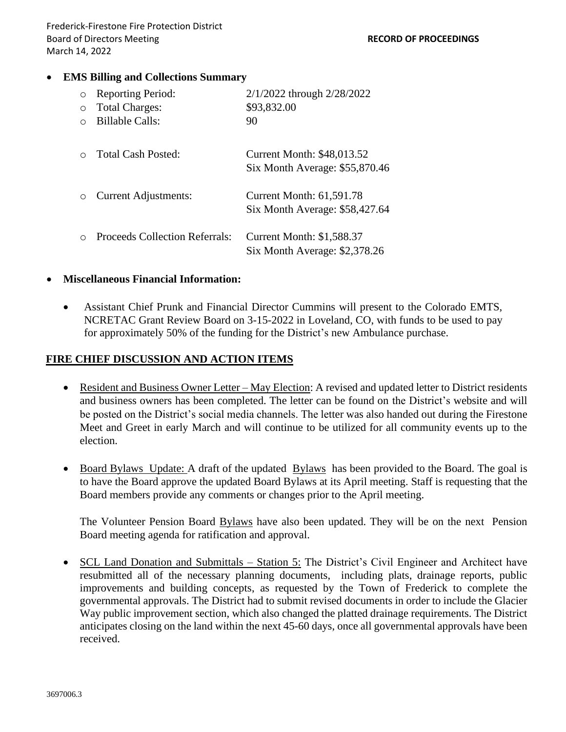- **EMS Billing and Collections Summary**
  - Reporting Period: 2/1/2022 through 2/28/2022
  - Total Charges: $93,832.00
  - Billable Calls: 90
  - Total Cash Posted: Current Month: $48,013.52
    Six Month Average: $55,870.46
  - Current Adjustments: Current Month: 61,591.78
    Six Month Average: $58,427.64
  - Proceeds Collection Referrals: Current Month: $1,588.37
    Six Month Average: $2,378.26

- **Miscellaneous Financial Information:**
  - Assistant Chief Prunk and Financial Director Cummins will present to the Colorado EMTS, NCRETAC Grant Review Board on 3-15-2022 in Loveland, CO, with funds to be used to pay for approximately 50% of the funding for the District's new Ambulance purchase.

## FIRE CHIEF DISCUSSION AND ACTION ITEMS

- Resident and Business Owner Letter – May Election: A revised and updated letter to District residents and business owners has been completed. The letter can be found on the District's website and will be posted on the District's social media channels. The letter was also handed out during the Firestone Meet and Greet in early March and will continue to be utilized for all community events up to the election.

- Board Bylaws Update: A draft of the updated Bylaws has been provided to the Board. The goal is to have the Board approve the updated Board Bylaws at its April meeting. Staff is requesting that the Board members provide any comments or changes prior to the April meeting.

  The Volunteer Pension Board Bylaws have also been updated. They will be on the next Pension Board meeting agenda for ratification and approval.

- SCL Land Donation and Submittals – Station 5: The District's Civil Engineer and Architect have resubmitted all of the necessary planning documents, including plats, drainage reports, public improvements and building concepts, as requested by the Town of Frederick to complete the governmental approvals. The District had to submit revised documents in order to include the Glacier Way public improvement section, which also changed the platted drainage requirements. The District anticipates closing on the land within the next 45-60 days, once all governmental approvals have been received.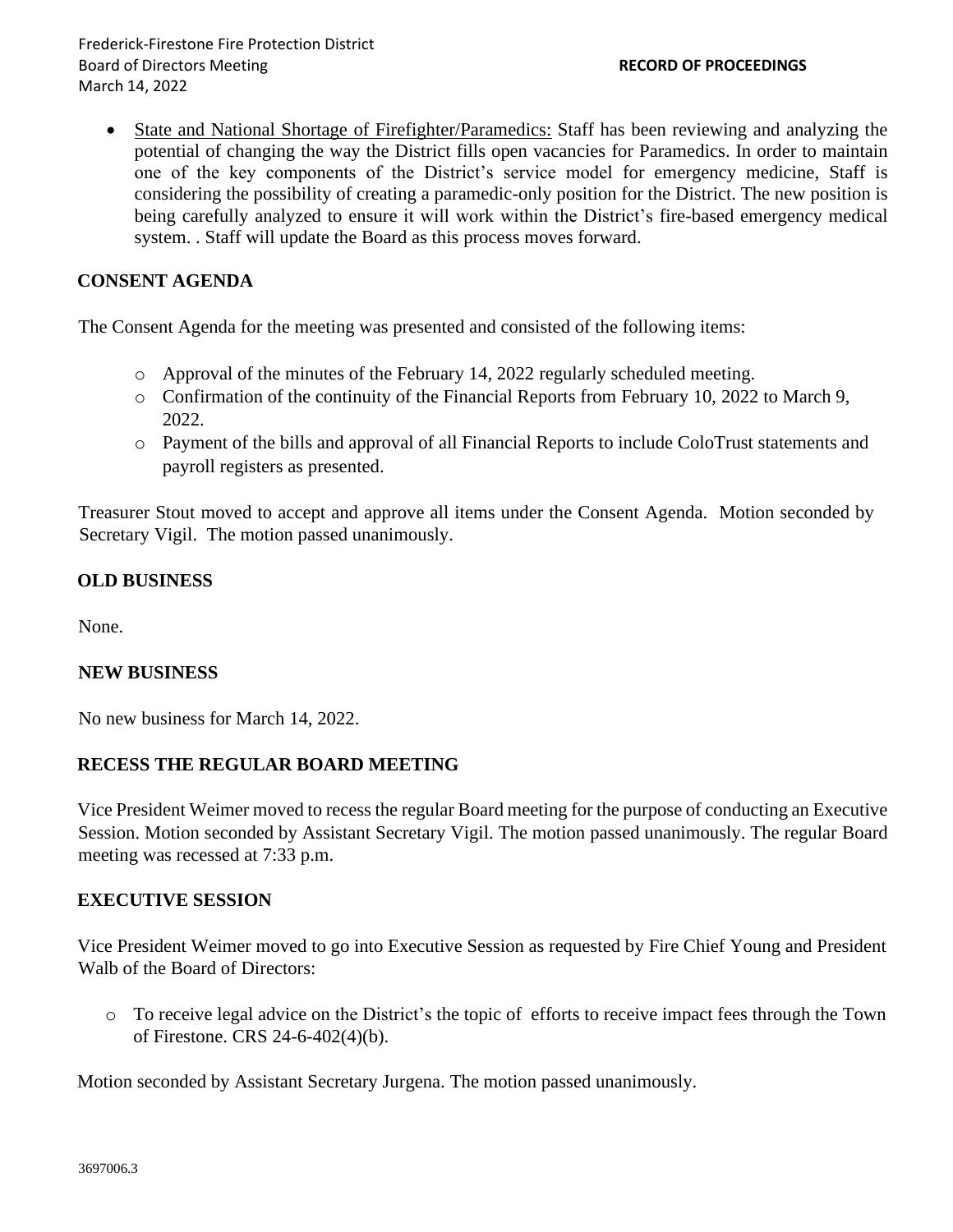- State and National Shortage of Firefighter/Paramedics: Staff has been reviewing and analyzing the potential of changing the way the District fills open vacancies for Paramedics. In order to maintain one of the key components of the District's service model for emergency medicine, Staff is considering the possibility of creating a paramedic-only position for the District. The new position is being carefully analyzed to ensure it will work within the District's fire-based emergency medical system. . Staff will update the Board as this process moves forward.

## CONSENT AGENDA

The Consent Agenda for the meeting was presented and consisted of the following items:

- Approval of the minutes of the February 14, 2022 regularly scheduled meeting.
- Confirmation of the continuity of the Financial Reports from February 10, 2022 to March 9, 2022.
- Payment of the bills and approval of all Financial Reports to include ColoTrust statements and payroll registers as presented.

Treasurer Stout moved to accept and approve all items under the Consent Agenda. Motion seconded by Secretary Vigil. The motion passed unanimously.

## OLD BUSINESS

None.

## NEW BUSINESS

No new business for March 14, 2022.

## RECESS THE REGULAR BOARD MEETING

Vice President Weimer moved to recess the regular Board meeting for the purpose of conducting an Executive Session. Motion seconded by Assistant Secretary Vigil. The motion passed unanimously. The regular Board meeting was recessed at 7:33 p.m.

## EXECUTIVE SESSION

Vice President Weimer moved to go into Executive Session as requested by Fire Chief Young and President Walb of the Board of Directors:

- To receive legal advice on the District's the topic of efforts to receive impact fees through the Town of Firestone. CRS 24-6-402(4)(b).

Motion seconded by Assistant Secretary Jurgena. The motion passed unanimously.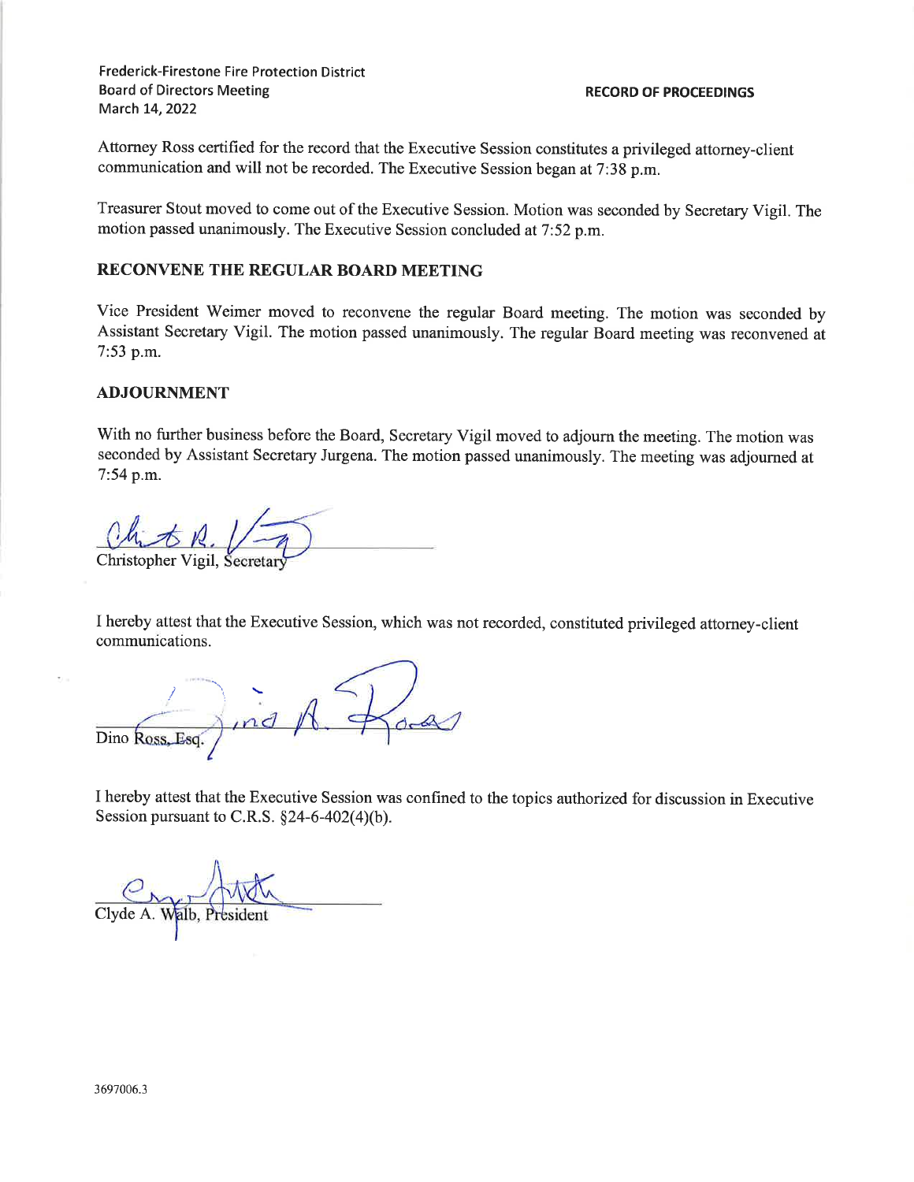Attorney Ross certified for the record that the Executive Session constitutes a privileged attorney-client communication and will not be recorded. The Executive Session began at 7:38 p.m.

Treasurer Stout moved to come out of the Executive Session. Motion was seconded by Secretary Vigil. The motion passed unanimously. The Executive Session concluded at 7:52 p.m.

## RECONVENE THE REGULAR BOARD MEETING

Vice President Weimer moved to reconvene the regular Board meeting. The motion was seconded by Assistant Secretary Vigil. The motion passed unanimously. The regular Board meeting was reconvened at 7:53 p.m.

## ADJOURNMENT

With no further business before the Board, Secretary Vigil moved to adjourn the meeting. The motion was seconded by Assistant Secretary Jurgena. The motion passed unanimously. The meeting was adjourned at 7:54 p.m.

Christopher Vigil, Secretary

I hereby attest that the Executive Session, which was not recorded, constituted privileged attorney-client communications.

Dino Ross, Esq.

I hereby attest that the Executive Session was confined to the topics authorized for discussion in Executive Session pursuant to C.R.S. §24-6-402(4)(b).

Clyde A. Walb, President

3697006.3